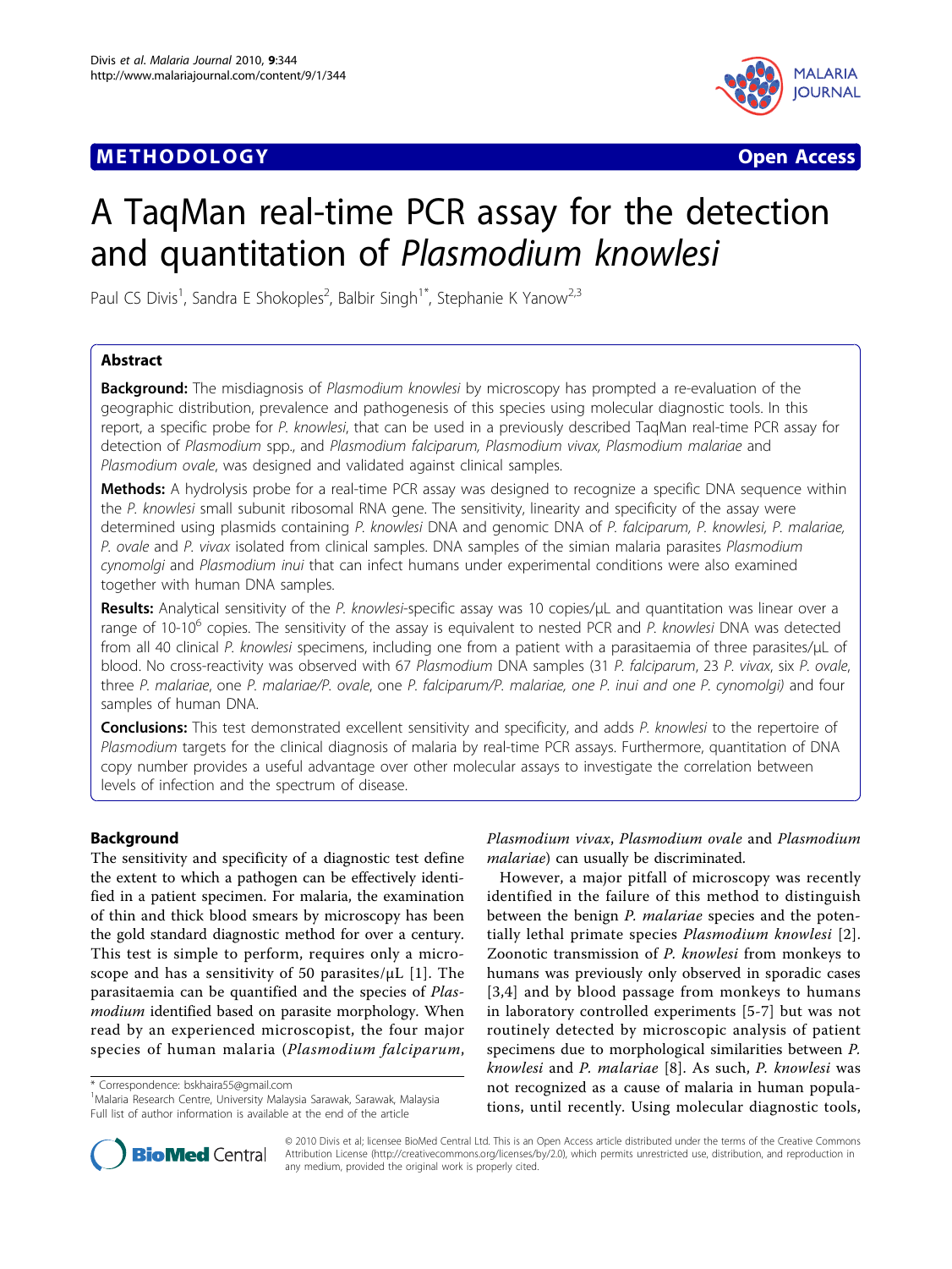**METHODOLOGY** **Open Access**

# A TaqMan real-time PCR assay for the detection and quantitation of *Plasmodium knowlesi*

Paul CS Divis[1], Sandra E Shokoples[2], Balbir Singh[1*], Stephanie K Yanow[2,3]

## Abstract

**Background:** The misdiagnosis of *Plasmodium knowlesi* by microscopy has prompted a re-evaluation of the geographic distribution, prevalence and pathogenesis of this species using molecular diagnostic tools. In this report, a specific probe for *P. knowlesi*, that can be used in a previously described TaqMan real-time PCR assay for detection of *Plasmodium* spp., and *Plasmodium falciparum, Plasmodium vivax, Plasmodium malariae* and *Plasmodium ovale*, was designed and validated against clinical samples.

**Methods:** A hydrolysis probe for a real-time PCR assay was designed to recognize a specific DNA sequence within the *P. knowlesi* small subunit ribosomal RNA gene. The sensitivity, linearity and specificity of the assay were determined using plasmids containing *P. knowlesi* DNA and genomic DNA of *P. falciparum, P. knowlesi, P. malariae, P. ovale* and *P. vivax* isolated from clinical samples. DNA samples of the simian malaria parasites *Plasmodium cynomolgi* and *Plasmodium inui* that can infect humans under experimental conditions were also examined together with human DNA samples.

**Results:** Analytical sensitivity of the *P. knowlesi*-specific assay was 10 copies/μL and quantitation was linear over a range of 10-$10^6$ copies. The sensitivity of the assay is equivalent to nested PCR and *P. knowlesi* DNA was detected from all 40 clinical *P. knowlesi* specimens, including one from a patient with a parasitaemia of three parasites/μL of blood. No cross-reactivity was observed with 67 *Plasmodium* DNA samples (31 *P. falciparum*, 23 *P. vivax*, six *P. ovale*, three *P. malariae*, one *P. malariae/P. ovale*, one *P. falciparum/P. malariae, one P. inui and one P. cynomolgi)* and four samples of human DNA.

**Conclusions:** This test demonstrated excellent sensitivity and specificity, and adds *P. knowlesi* to the repertoire of *Plasmodium* targets for the clinical diagnosis of malaria by real-time PCR assays. Furthermore, quantitation of DNA copy number provides a useful advantage over other molecular assays to investigate the correlation between levels of infection and the spectrum of disease.

## Background

The sensitivity and specificity of a diagnostic test define the extent to which a pathogen can be effectively identified in a patient specimen. For malaria, the examination of thin and thick blood smears by microscopy has been the gold standard diagnostic method for over a century. This test is simple to perform, requires only a microscope and has a sensitivity of 50 parasites/μL [1]. The parasitaemia can be quantified and the species of *Plasmodium* identified based on parasite morphology. When read by an experienced microscopist, the four major species of human malaria (*Plasmodium falciparum*, *Plasmodium vivax*, *Plasmodium ovale* and *Plasmodium malariae*) can usually be discriminated.

However, a major pitfall of microscopy was recently identified in the failure of this method to distinguish between the benign *P. malariae* species and the potentially lethal primate species *Plasmodium knowlesi* [2]. Zoonotic transmission of *P. knowlesi* from monkeys to humans was previously only observed in sporadic cases [3,4] and by blood passage from monkeys to humans in laboratory controlled experiments [5-7] but was not routinely detected by microscopic analysis of patient specimens due to morphological similarities between *P. knowlesi* and *P. malariae* [8]. As such, *P. knowlesi* was not recognized as a cause of malaria in human populations, until recently. Using molecular diagnostic tools,

\* Correspondence: bskhaira55@gmail.com
[1]Malaria Research Centre, University Malaysia Sarawak, Sarawak, Malaysia
Full list of author information is available at the end of the article

© 2010 Divis et al; licensee BioMed Central Ltd. This is an Open Access article distributed under the terms of the Creative Commons Attribution License (http://creativecommons.org/licenses/by/2.0), which permits unrestricted use, distribution, and reproduction in any medium, provided the original work is properly cited.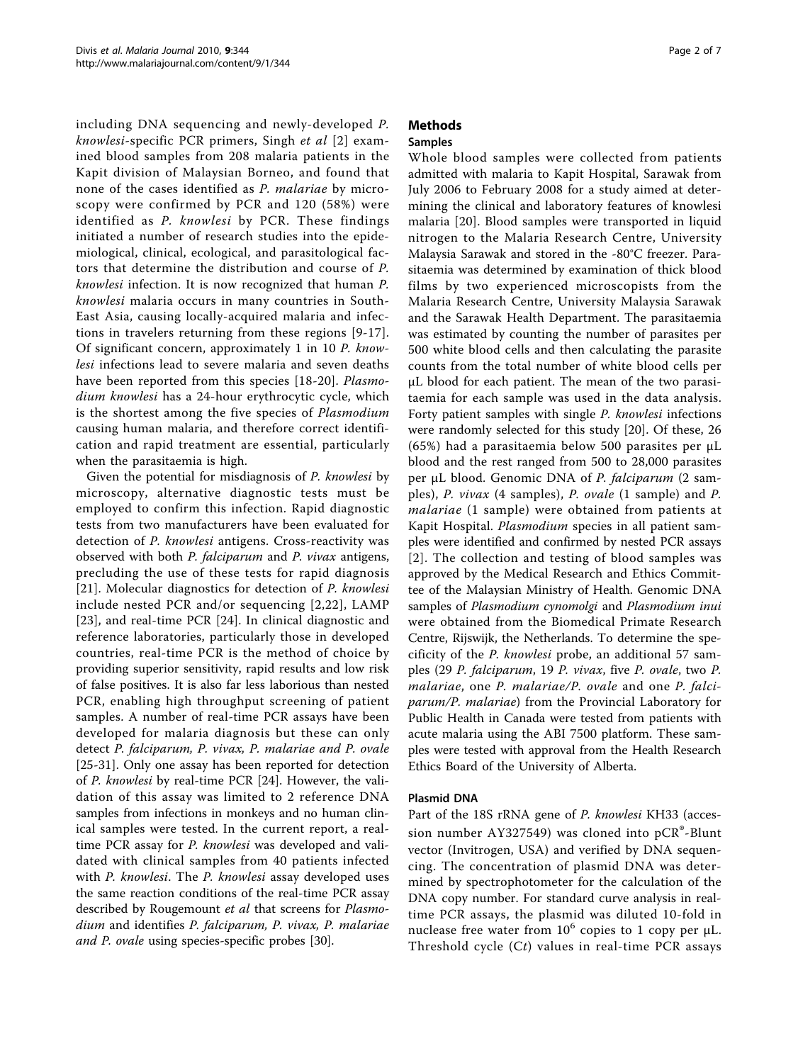including DNA sequencing and newly-developed *P. knowlesi*-specific PCR primers, Singh *et al* [2] examined blood samples from 208 malaria patients in the Kapit division of Malaysian Borneo, and found that none of the cases identified as *P. malariae* by microscopy were confirmed by PCR and 120 (58%) were identified as *P. knowlesi* by PCR. These findings initiated a number of research studies into the epidemiological, clinical, ecological, and parasitological factors that determine the distribution and course of *P. knowlesi* infection. It is now recognized that human *P. knowlesi* malaria occurs in many countries in South-East Asia, causing locally-acquired malaria and infections in travelers returning from these regions [9-17]. Of significant concern, approximately 1 in 10 *P. knowlesi* infections lead to severe malaria and seven deaths have been reported from this species [18-20]. *Plasmodium knowlesi* has a 24-hour erythrocytic cycle, which is the shortest among the five species of *Plasmodium* causing human malaria, and therefore correct identification and rapid treatment are essential, particularly when the parasitaemia is high.

Given the potential for misdiagnosis of *P. knowlesi* by microscopy, alternative diagnostic tests must be employed to confirm this infection. Rapid diagnostic tests from two manufacturers have been evaluated for detection of *P. knowlesi* antigens. Cross-reactivity was observed with both *P. falciparum* and *P. vivax* antigens, precluding the use of these tests for rapid diagnosis [21]. Molecular diagnostics for detection of *P. knowlesi* include nested PCR and/or sequencing [2,22], LAMP [23], and real-time PCR [24]. In clinical diagnostic and reference laboratories, particularly those in developed countries, real-time PCR is the method of choice by providing superior sensitivity, rapid results and low risk of false positives. It is also far less laborious than nested PCR, enabling high throughput screening of patient samples. A number of real-time PCR assays have been developed for malaria diagnosis but these can only detect *P. falciparum, P. vivax, P. malariae* and *P. ovale* [25-31]. Only one assay has been reported for detection of *P. knowlesi* by real-time PCR [24]. However, the validation of this assay was limited to 2 reference DNA samples from infections in monkeys and no human clinical samples were tested. In the current report, a real-time PCR assay for *P. knowlesi* was developed and validated with clinical samples from 40 patients infected with *P. knowlesi*. The *P. knowlesi* assay developed uses the same reaction conditions of the real-time PCR assay described by Rougemount *et al* that screens for *Plasmodium* and identifies *P. falciparum, P. vivax, P. malariae and P. ovale* using species-specific probes [30].

## Methods

### Samples

Whole blood samples were collected from patients admitted with malaria to Kapit Hospital, Sarawak from July 2006 to February 2008 for a study aimed at determining the clinical and laboratory features of knowlesi malaria [20]. Blood samples were transported in liquid nitrogen to the Malaria Research Centre, University Malaysia Sarawak and stored in the -80°C freezer. Parasitaemia was determined by examination of thick blood films by two experienced microscopists from the Malaria Research Centre, University Malaysia Sarawak and the Sarawak Health Department. The parasitaemia was estimated by counting the number of parasites per 500 white blood cells and then calculating the parasite counts from the total number of white blood cells per µL blood for each patient. The mean of the two parasitaemia for each sample was used in the data analysis. Forty patient samples with single *P. knowlesi* infections were randomly selected for this study [20]. Of these, 26 (65%) had a parasitaemia below 500 parasites per µL blood and the rest ranged from 500 to 28,000 parasites per µL blood. Genomic DNA of *P. falciparum* (2 samples), *P. vivax* (4 samples), *P. ovale* (1 sample) and *P. malariae* (1 sample) were obtained from patients at Kapit Hospital. *Plasmodium* species in all patient samples were identified and confirmed by nested PCR assays [2]. The collection and testing of blood samples was approved by the Medical Research and Ethics Committee of the Malaysian Ministry of Health. Genomic DNA samples of *Plasmodium cynomolgi* and *Plasmodium inui* were obtained from the Biomedical Primate Research Centre, Rijswijk, the Netherlands. To determine the specificity of the *P. knowlesi* probe, an additional 57 samples (29 *P. falciparum*, 19 *P. vivax*, five *P. ovale*, two *P. malariae*, one *P. malariae/P. ovale* and one *P. falciparum/P. malariae*) from the Provincial Laboratory for Public Health in Canada were tested from patients with acute malaria using the ABI 7500 platform. These samples were tested with approval from the Health Research Ethics Board of the University of Alberta.

### Plasmid DNA

Part of the 18S rRNA gene of *P. knowlesi* KH33 (accession number AY327549) was cloned into pCR®-Blunt vector (Invitrogen, USA) and verified by DNA sequencing. The concentration of plasmid DNA was determined by spectrophotometer for the calculation of the DNA copy number. For standard curve analysis in real-time PCR assays, the plasmid was diluted 10-fold in nuclease free water from $10^6$ copies to 1 copy per µL. Threshold cycle (*Ct*) values in real-time PCR assays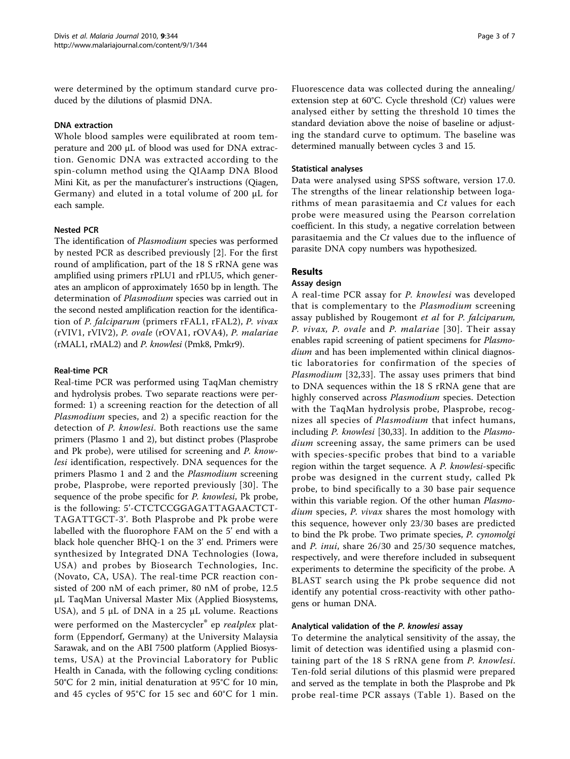were determined by the optimum standard curve produced by the dilutions of plasmid DNA.

### DNA extraction

Whole blood samples were equilibrated at room temperature and 200 μL of blood was used for DNA extraction. Genomic DNA was extracted according to the spin-column method using the QIAamp DNA Blood Mini Kit, as per the manufacturer's instructions (Qiagen, Germany) and eluted in a total volume of 200 μL for each sample.

### Nested PCR

The identification of *Plasmodium* species was performed by nested PCR as described previously [2]. For the first round of amplification, part of the 18 S rRNA gene was amplified using primers rPLU1 and rPLU5, which generates an amplicon of approximately 1650 bp in length. The determination of *Plasmodium* species was carried out in the second nested amplification reaction for the identification of *P. falciparum* (primers rFAL1, rFAL2), *P. vivax* (rVIV1, rVIV2), *P. ovale* (rOVA1, rOVA4), *P. malariae* (rMAL1, rMAL2) and *P. knowlesi* (Pmk8, Pmkr9).

### Real-time PCR

Real-time PCR was performed using TaqMan chemistry and hydrolysis probes. Two separate reactions were performed: 1) a screening reaction for the detection of all *Plasmodium* species, and 2) a specific reaction for the detection of *P. knowlesi*. Both reactions use the same primers (Plasmo 1 and 2), but distinct probes (Plasprobe and Pk probe), were utilised for screening and *P. knowlesi* identification, respectively. DNA sequences for the primers Plasmo 1 and 2 and the *Plasmodium* screening probe, Plasprobe, were reported previously [30]. The sequence of the probe specific for *P. knowlesi*, Pk probe, is the following: 5'-CTCTCCGGAGATTAGAACTCT-TAGATTGCT-3'. Both Plasprobe and Pk probe were labelled with the fluorophore FAM on the 5' end with a black hole quencher BHQ-1 on the 3' end. Primers were synthesized by Integrated DNA Technologies (Iowa, USA) and probes by Biosearch Technologies, Inc. (Novato, CA, USA). The real-time PCR reaction consisted of 200 nM of each primer, 80 nM of probe, 12.5 μL TaqMan Universal Master Mix (Applied Biosystems, USA), and 5 μL of DNA in a 25 μL volume. Reactions were performed on the Mastercycler® ep *realplex* platform (Eppendorf, Germany) at the University Malaysia Sarawak, and on the ABI 7500 platform (Applied Biosystems, USA) at the Provincial Laboratory for Public Health in Canada, with the following cycling conditions: 50°C for 2 min, initial denaturation at 95°C for 10 min, and 45 cycles of 95°C for 15 sec and 60°C for 1 min. Fluorescence data was collected during the annealing/extension step at 60°C. Cycle threshold (C*t*) values were analysed either by setting the threshold 10 times the standard deviation above the noise of baseline or adjusting the standard curve to optimum. The baseline was determined manually between cycles 3 and 15.

### Statistical analyses

Data were analysed using SPSS software, version 17.0. The strengths of the linear relationship between logarithms of mean parasitaemia and C*t* values for each probe were measured using the Pearson correlation coefficient. In this study, a negative correlation between parasitaemia and the C*t* values due to the influence of parasite DNA copy numbers was hypothesized.

## Results

### Assay design

A real-time PCR assay for *P. knowlesi* was developed that is complementary to the *Plasmodium* screening assay published by Rougemont *et al* for *P. falciparum, P. vivax, P. ovale* and *P. malariae* [30]. Their assay enables rapid screening of patient specimens for *Plasmodium* and has been implemented within clinical diagnostic laboratories for confirmation of the species of *Plasmodium* [32,33]. The assay uses primers that bind to DNA sequences within the 18 S rRNA gene that are highly conserved across *Plasmodium* species. Detection with the TaqMan hydrolysis probe, Plasprobe, recognizes all species of *Plasmodium* that infect humans, including *P. knowlesi* [30,33]. In addition to the *Plasmodium* screening assay, the same primers can be used with species-specific probes that bind to a variable region within the target sequence. A *P. knowlesi*-specific probe was designed in the current study, called Pk probe, to bind specifically to a 30 base pair sequence within this variable region. Of the other human *Plasmodium* species, *P. vivax* shares the most homology with this sequence, however only 23/30 bases are predicted to bind the Pk probe. Two primate species, *P. cynomolgi* and *P. inui*, share 26/30 and 25/30 sequence matches, respectively, and were therefore included in subsequent experiments to determine the specificity of the probe. A BLAST search using the Pk probe sequence did not identify any potential cross-reactivity with other pathogens or human DNA.

### Analytical validation of the *P. knowlesi* assay

To determine the analytical sensitivity of the assay, the limit of detection was identified using a plasmid containing part of the 18 S rRNA gene from *P. knowlesi*. Ten-fold serial dilutions of this plasmid were prepared and served as the template in both the Plasprobe and Pk probe real-time PCR assays (Table 1). Based on the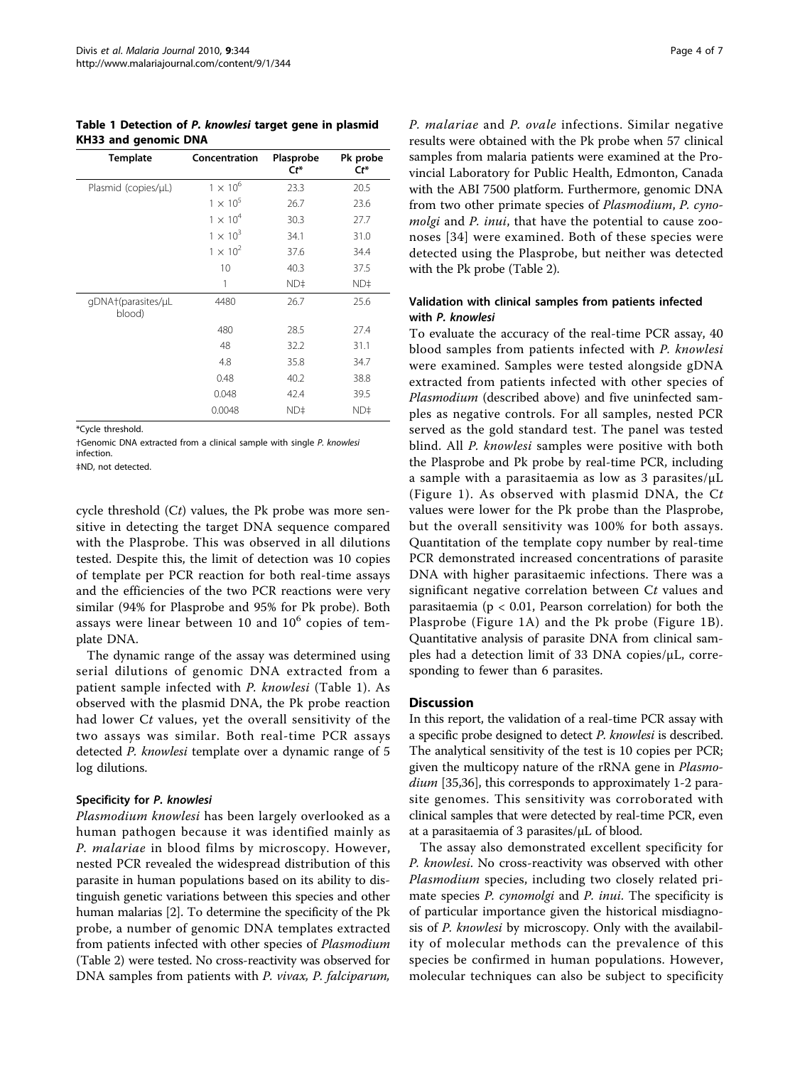**Table 1 Detection of *P. knowlesi* target gene in plasmid KH33 and genomic DNA**

| Template | Concentration | Plasprobe Ct* | Pk probe Ct* |
| --- | --- | --- | --- |
| Plasmid (copies/μL) | $1 \times 10^6$ | 23.3 | 20.5 |
| | $1 \times 10^5$ | 26.7 | 23.6 |
| | $1 \times 10^4$ | 30.3 | 27.7 |
| | $1 \times 10^3$ | 34.1 | 31.0 |
| | $1 \times 10^2$ | 37.6 | 34.4 |
| | 10 | 40.3 | 37.5 |
| | 1 | ND‡ | ND‡ |
| gDNA†(parasites/μL blood) | 4480 | 26.7 | 25.6 |
| | 480 | 28.5 | 27.4 |
| | 48 | 32.2 | 31.1 |
| | 4.8 | 35.8 | 34.7 |
| | 0.48 | 40.2 | 38.8 |
| | 0.048 | 42.4 | 39.5 |
| | 0.0048 | ND‡ | ND‡ |

*Cycle threshold.

†Genomic DNA extracted from a clinical sample with single *P. knowlesi* infection.

‡ND, not detected.

cycle threshold (*Ct*) values, the Pk probe was more sensitive in detecting the target DNA sequence compared with the Plasprobe. This was observed in all dilutions tested. Despite this, the limit of detection was 10 copies of template per PCR reaction for both real-time assays and the efficiencies of the two PCR reactions were very similar (94% for Plasprobe and 95% for Pk probe). Both assays were linear between 10 and $10^6$ copies of template DNA.

The dynamic range of the assay was determined using serial dilutions of genomic DNA extracted from a patient sample infected with *P. knowlesi* (Table 1). As observed with the plasmid DNA, the Pk probe reaction had lower C*t* values, yet the overall sensitivity of the two assays was similar. Both real-time PCR assays detected *P. knowlesi* template over a dynamic range of 5 log dilutions.

### Specificity for *P. knowlesi*

*Plasmodium knowlesi* has been largely overlooked as a human pathogen because it was identified mainly as *P. malariae* in blood films by microscopy. However, nested PCR revealed the widespread distribution of this parasite in human populations based on its ability to distinguish genetic variations between this species and other human malarias [2]. To determine the specificity of the Pk probe, a number of genomic DNA templates extracted from patients infected with other species of *Plasmodium* (Table 2) were tested. No cross-reactivity was observed for DNA samples from patients with *P. vivax, P. falciparum, P. malariae* and *P. ovale* infections. Similar negative results were obtained with the Pk probe when 57 clinical samples from malaria patients were examined at the Provincial Laboratory for Public Health, Edmonton, Canada with the ABI 7500 platform. Furthermore, genomic DNA from two other primate species of *Plasmodium*, *P. cynomolgi* and *P. inui*, that have the potential to cause zoonoses [34] were examined. Both of these species were detected using the Plasprobe, but neither was detected with the Pk probe (Table 2).

### Validation with clinical samples from patients infected with *P. knowlesi*

To evaluate the accuracy of the real-time PCR assay, 40 blood samples from patients infected with *P. knowlesi* were examined. Samples were tested alongside gDNA extracted from patients infected with other species of *Plasmodium* (described above) and five uninfected samples as negative controls. For all samples, nested PCR served as the gold standard test. The panel was tested blind. All *P. knowlesi* samples were positive with both the Plasprobe and Pk probe by real-time PCR, including a sample with a parasitaemia as low as 3 parasites/μL (Figure 1). As observed with plasmid DNA, the C*t* values were lower for the Pk probe than the Plasprobe, but the overall sensitivity was 100% for both assays. Quantitation of the template copy number by real-time PCR demonstrated increased concentrations of parasite DNA with higher parasitaemic infections. There was a significant negative correlation between C*t* values and parasitaemia ($p < 0.01$, Pearson correlation) for both the Plasprobe (Figure 1A) and the Pk probe (Figure 1B). Quantitative analysis of parasite DNA from clinical samples had a detection limit of 33 DNA copies/μL, corresponding to fewer than 6 parasites.

## Discussion

In this report, the validation of a real-time PCR assay with a specific probe designed to detect *P. knowlesi* is described. The analytical sensitivity of the test is 10 copies per PCR; given the multicopy nature of the rRNA gene in *Plasmodium* [35,36], this corresponds to approximately 1-2 parasite genomes. This sensitivity was corroborated with clinical samples that were detected by real-time PCR, even at a parasitaemia of 3 parasites/μL of blood.

The assay also demonstrated excellent specificity for *P. knowlesi*. No cross-reactivity was observed with other *Plasmodium* species, including two closely related primate species *P. cynomolgi* and *P. inui*. The specificity is of particular importance given the historical misdiagnosis of *P. knowlesi* by microscopy. Only with the availability of molecular methods can the prevalence of this species be confirmed in human populations. However, molecular techniques can also be subject to specificity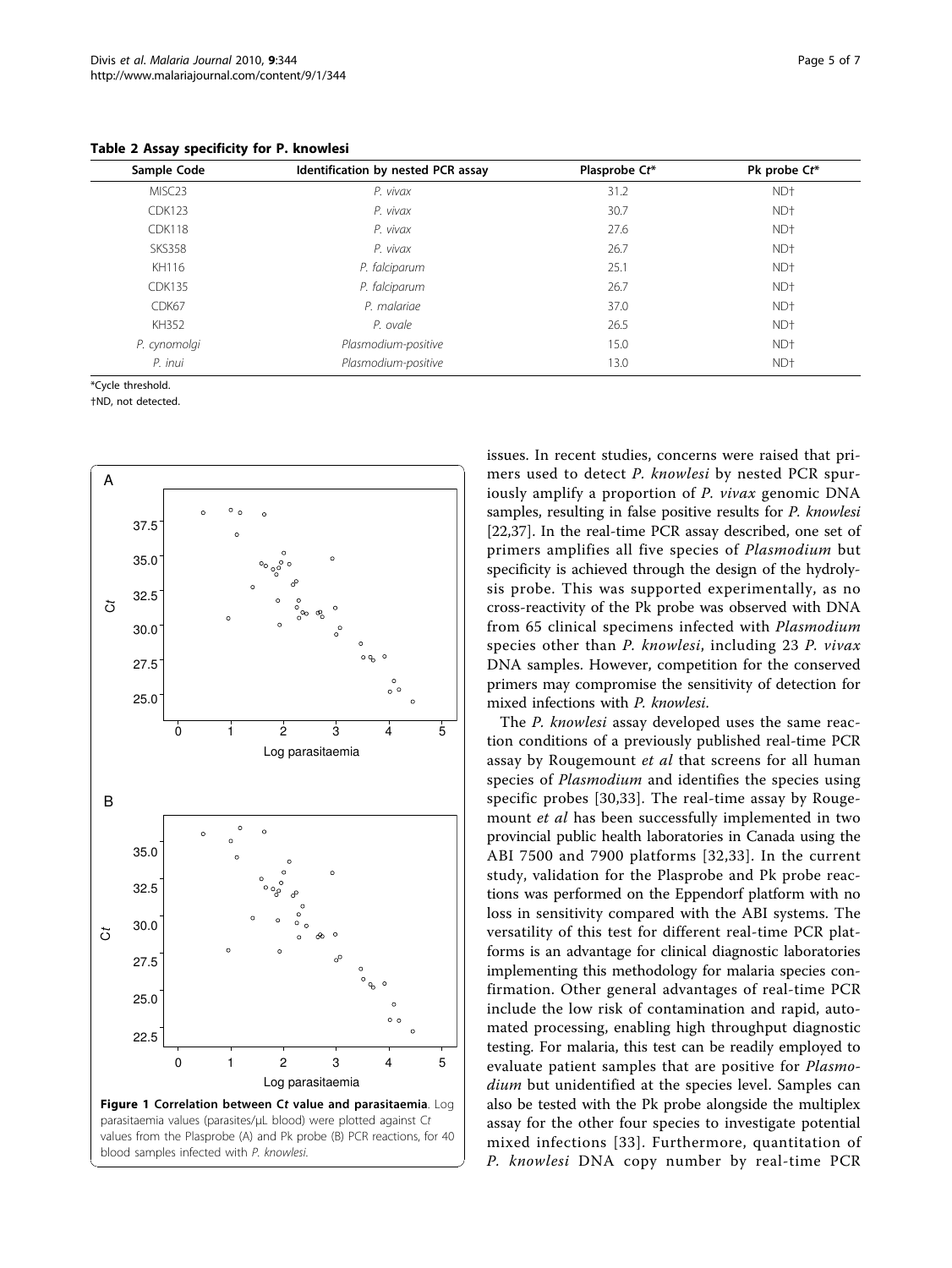**Table 2 Assay specificity for P. knowlesi**

| Sample Code | Identification by nested PCR assay | Plasprobe Ct* | Pk probe Ct* |
|---|---|---|---|
| MISC23 | *P. vivax* | 31.2 | ND† |
| CDK123 | *P. vivax* | 30.7 | ND† |
| CDK118 | *P. vivax* | 27.6 | ND† |
| SKS358 | *P. vivax* | 26.7 | ND† |
| KH116 | *P. falciparum* | 25.1 | ND† |
| CDK135 | *P. falciparum* | 26.7 | ND† |
| CDK67 | *P. malariae* | 37.0 | ND† |
| KH352 | *P. ovale* | 26.5 | ND† |
| *P. cynomolgi* | *Plasmodium*-positive | 15.0 | ND† |
| *P. inui* | *Plasmodium*-positive | 13.0 | ND† |

*Cycle threshold.

†ND, not detected.

**Figure 1 Correlation between C*t* value and parasitaemia**. Log parasitaemia values (parasites/μL blood) were plotted against C*t* values from the Plasprobe (A) and Pk probe (B) PCR reactions, for 40 blood samples infected with *P. knowlesi*.

issues. In recent studies, concerns were raised that primers used to detect *P. knowlesi* by nested PCR spuriously amplify a proportion of *P. vivax* genomic DNA samples, resulting in false positive results for *P. knowlesi* [22,37]. In the real-time PCR assay described, one set of primers amplifies all five species of *Plasmodium* but specificity is achieved through the design of the hydrolysis probe. This was supported experimentally, as no cross-reactivity of the Pk probe was observed with DNA from 65 clinical specimens infected with *Plasmodium* species other than *P. knowlesi*, including 23 *P. vivax* DNA samples. However, competition for the conserved primers may compromise the sensitivity of detection for mixed infections with *P. knowlesi*.

The *P. knowlesi* assay developed uses the same reaction conditions of a previously published real-time PCR assay by Rougemount *et al* that screens for all human species of *Plasmodium* and identifies the species using specific probes [30,33]. The real-time assay by Rougemount *et al* has been successfully implemented in two provincial public health laboratories in Canada using the ABI 7500 and 7900 platforms [32,33]. In the current study, validation for the Plasprobe and Pk probe reactions was performed on the Eppendorf platform with no loss in sensitivity compared with the ABI systems. The versatility of this test for different real-time PCR platforms is an advantage for clinical diagnostic laboratories implementing this methodology for malaria species confirmation. Other general advantages of real-time PCR include the low risk of contamination and rapid, automated processing, enabling high throughput diagnostic testing. For malaria, this test can be readily employed to evaluate patient samples that are positive for *Plasmodium* but unidentified at the species level. Samples can also be tested with the Pk probe alongside the multiplex assay for the other four species to investigate potential mixed infections [33]. Furthermore, quantitation of *P. knowlesi* DNA copy number by real-time PCR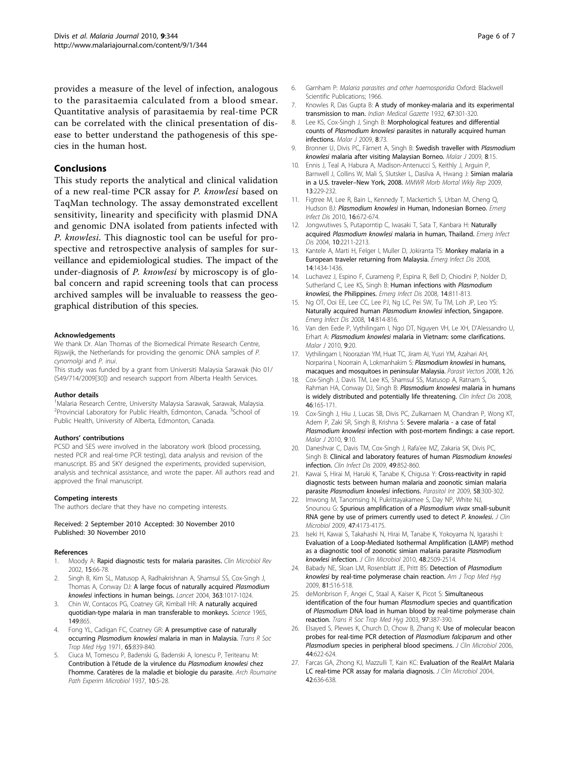provides a measure of the level of infection, analogous to the parasitaemia calculated from a blood smear. Quantitative analysis of parasitaemia by real-time PCR can be correlated with the clinical presentation of disease to better understand the pathogenesis of this species in the human host.

## Conclusions

This study reports the analytical and clinical validation of a new real-time PCR assay for *P. knowlesi* based on TaqMan technology. The assay demonstrated excellent sensitivity, linearity and specificity with plasmid DNA and genomic DNA isolated from patients infected with *P. knowlesi*. This diagnostic tool can be useful for prospective and retrospective analysis of samples for surveillance and epidemiological studies. The impact of the under-diagnosis of *P. knowlesi* by microscopy is of global concern and rapid screening tools that can process archived samples will be invaluable to reassess the geographical distribution of this species.

#### Acknowledgements

We thank Dr. Alan Thomas of the Biomedical Primate Research Centre, Rijswijk, the Netherlands for providing the genomic DNA samples of *P. cynomolgi* and *P. inui*.

This study was funded by a grant from Universiti Malaysia Sarawak (No 01/(S49/714/2009[30]) and research support from Alberta Health Services.

#### Author details

[1]Malaria Research Centre, University Malaysia Sarawak, Sarawak, Malaysia. [2]Provincial Laboratory for Public Health, Edmonton, Canada. [3]School of Public Health, University of Alberta, Edmonton, Canada.

#### Authors' contributions

PCSD and SES were involved in the laboratory work (blood processing, nested PCR and real-time PCR testing), data analysis and revision of the manuscript. BS and SKY designed the experiments, provided supervision, analysis and technical assistance, and wrote the paper. All authors read and approved the final manuscript.

#### Competing interests

The authors declare that they have no competing interests.

Received: 2 September 2010 Accepted: 30 November 2010
Published: 30 November 2010

#### References

1. Moody A: **Rapid diagnostic tests for malaria parasites.** *Clin Microbiol Rev* 2002, **15**:66-78.
2. Singh B, Kim SL, Matusop A, Radhakrishnan A, Shamsul SS, Cox-Singh J, Thomas A, Conway DJ: **A large focus of naturally acquired *Plasmodium knowlesi* infections in human beings.** *Lancet* 2004, **363**:1017-1024.
3. Chin W, Contacos PG, Coatney GR, Kimball HR: **A naturally acquired quotidian-type malaria in man transferable to monkeys.** *Science* 1965, **149**:865.
4. Fong YL, Cadigan FC, Coatney GR: **A presumptive case of naturally occurring *Plasmodium knowlesi* malaria in man in Malaysia.** *Trans R Soc Trop Med Hyg* 1971, **65**:839-840.
5. Ciuca M, Tomescu P, Badenski G, Badenski A, Ionescu P, Teriteanu M: **Contribution à l'étude de la virulence du *Plasmodium knowlesi* chez l'homme. Caratères de la maladie et biologie du parasite.** *Arch Roumaine Path Experim Microbiol* 1937, **10**:5-28.
6. Garnham P: *Malaria parasites and other haemosporidia* Oxford: Blackwell Scientific Publications; 1966.
7. Knowles R, Das Gupta B: **A study of monkey-malaria and its experimental transmission to man.** *Indian Medical Gazette* 1932, **67**:301-320.
8. Lee KS, Cox-Singh J, Singh B: **Morphological features and differential counts of *Plasmodium knowlesi* parasites in naturally acquired human infections.** *Malar J* 2009, **8**:73.
9. Bronner U, Divis PC, Färnert A, Singh B: **Swedish traveller with *Plasmodium knowlesi* malaria after visiting Malaysian Borneo.** *Malar J* 2009, **8**:15.
10. Ennis J, Teal A, Habura A, Madison-Antenucci S, Keithly J, Arguin P, Barnwell J, Collins W, Mali S, Slutsker L, Dasilva A, Hwang J: **Simian malaria in a U.S. traveler–New York, 2008.** *MMWR Morb Mortal Wkly Rep* 2009, **13**:229-232.
11. Figtree M, Lee R, Bain L, Kennedy T, Mackertich S, Urban M, Cheng Q, Hudson BJ: ***Plasmodium knowlesi* in Human, Indonesian Borneo.** *Emerg Infect Dis* 2010, **16**:672-674.
12. Jongwutiwes S, Putaporntip C, Iwasaki T, Sata T, Kanbara H: **Naturally acquired *Plasmodium knowlesi* malaria in human, Thailand.** *Emerg Infect Dis* 2004, **10**:2211-2213.
13. Kantele A, Marti H, Felger I, Muller D, Jokiranta TS: **Monkey malaria in a European traveler returning from Malaysia.** *Emerg Infect Dis* 2008, **14**:1434-1436.
14. Luchavez J, Espino F, Curameng P, Espina R, Bell D, Chiodini P, Nolder D, Sutherland C, Lee KS, Singh B: **Human infections with *Plasmodium knowlesi*, the Philippines.** *Emerg Infect Dis* 2008, **14**:811-813.
15. Ng OT, Ooi EE, Lee CC, Lee PJ, Ng LC, Pei SW, Tu TM, Loh JP, Leo YS: **Naturally acquired human *Plasmodium knowlesi* infection, Singapore.** *Emerg Infect Dis* 2008, **14**:814-816.
16. Van den Eede P, Vythilingam I, Ngo DT, Nguyen VH, Le XH, D'Alessandro U, Erhart A: ***Plasmodium knowlesi* malaria in Vietnam: some clarifications.** *Malar J* 2010, **9**:20.
17. Vythilingam I, Noorazian YM, Huat TC, Jiram AI, Yusri YM, Azahari AH, Norparina I, Noorrain A, Lokmanhakim S: ***Plasmodium knowlesi* in humans, macaques and mosquitoes in peninsular Malaysia.** *Parasit Vectors* 2008, **1**:26.
18. Cox-Singh J, Davis TM, Lee KS, Shamsul SS, Matusop A, Ratnam S, Rahman HA, Conway DJ, Singh B: ***Plasmodium knowlesi* malaria in humans is widely distributed and potentially life threatening.** *Clin Infect Dis* 2008, **46**:165-171.
19. Cox-Singh J, Hiu J, Lucas SB, Divis PC, Zulkarnaen M, Chandran P, Wong KT, Adem P, Zaki SR, Singh B, Krishna S: **Severe malaria - a case of fatal *Plasmodium knowlesi* infection with post-mortem findings: a case report.** *Malar J* 2010, **9**:10.
20. Daneshvar C, Davis TM, Cox-Singh J, Rafa'ee MZ, Zakaria SK, Divis PC, Singh B: **Clinical and laboratory features of human *Plasmodium knowlesi* infection.** *Clin Infect Dis* 2009, **49**:852-860.
21. Kawai S, Hirai M, Haruki K, Tanabe K, Chigusa Y: **Cross-reactivity in rapid diagnostic tests between human malaria and zoonotic simian malaria parasite *Plasmodium knowlesi* infections.** *Parasitol Int* 2009, **58**:300-302.
22. Imwong M, Tanomsing N, Pukrittayakamee S, Day NP, White NJ, Snounou G: **Spurious amplification of a *Plasmodium vivax* small-subunit RNA gene by use of primers currently used to detect *P. knowlesi*.** *J Clin Microbiol* 2009, **47**:4173-4175.
23. Iseki H, Kawai S, Takahashi N, Hirai M, Tanabe K, Yokoyama N, Igarashi I: **Evaluation of a Loop-Mediated Isothermal Amplification (LAMP) method as a diagnostic tool of zoonotic simian malaria parasite *Plasmodium knowlesi* infection.** *J Clin Microbiol* 2010, **48**:2509-2514.
24. Babady NE, Sloan LM, Rosenblatt JE, Pritt BS: **Detection of *Plasmodium knowlesi* by real-time polymerase chain reaction.** *Am J Trop Med Hyg* 2009, **81**:516-518.
25. deMonbrison F, Angei C, Staal A, Kaiser K, Picot S: **Simultaneous identification of the four human *Plasmodium* species and quantification of *Plasmodium* DNA load in human blood by real-time polymerase chain reaction.** *Trans R Soc Trop Med Hyg* 2003, **97**:387-390.
26. Elsayed S, Plewes K, Church D, Chow B, Zhang K: **Use of molecular beacon probes for real-time PCR detection of *Plasmodium falciparum* and other *Plasmodium* species in peripheral blood specimens.** *J Clin Microbiol* 2006, **44**:622-624.
27. Farcas GA, Zhong KJ, Mazzulli T, Kain KC: **Evaluation of the RealArt Malaria LC real-time PCR assay for malaria diagnosis.** *J Clin Microbiol* 2004, **42**:636-638.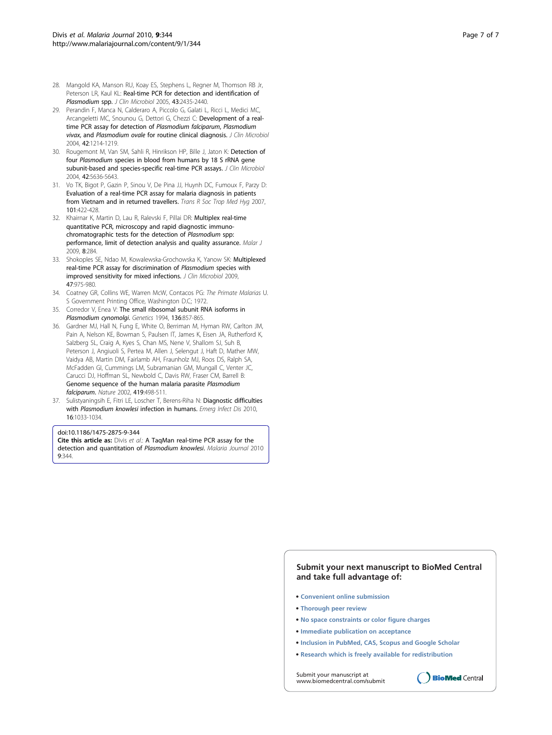28. Mangold KA, Manson RU, Koay ES, Stephens L, Regner M, Thomson RB Jr, Peterson LR, Kaul KL: **Real-time PCR for detection and identification of *Plasmodium* spp.** *J Clin Microbiol* 2005, **43**:2435-2440.
29. Perandin F, Manca N, Calderaro A, Piccolo G, Galati L, Ricci L, Medici MC, Arcangeletti MC, Snounou G, Dettori G, Chezzi C: **Development of a real-time PCR assay for detection of *Plasmodium falciparum*, *Plasmodium vivax*, and *Plasmodium ovale* for routine clinical diagnosis.** *J Clin Microbiol* 2004, **42**:1214-1219.
30. Rougemont M, Van SM, Sahli R, Hinrikson HP, Bille J, Jaton K: **Detection of four *Plasmodium* species in blood from humans by 18 S rRNA gene subunit-based and species-specific real-time PCR assays.** *J Clin Microbiol* 2004, **42**:5636-5643.
31. Vo TK, Bigot P, Gazin P, Sinou V, De Pina JJ, Huynh DC, Fumoux F, Parzy D: **Evaluation of a real-time PCR assay for malaria diagnosis in patients from Vietnam and in returned travellers.** *Trans R Soc Trop Med Hyg* 2007, **101**:422-428.
32. Khairnar K, Martin D, Lau R, Ralevski F, Pillai DR: **Multiplex real-time quantitative PCR, microscopy and rapid diagnostic immuno-chromatographic tests for the detection of *Plasmodium* spp: performance, limit of detection analysis and quality assurance.** *Malar J* 2009, **8**:284.
33. Shokoples SE, Ndao M, Kowalewska-Grochowska K, Yanow SK: **Multiplexed real-time PCR assay for discrimination of *Plasmodium* species with improved sensitivity for mixed infections.** *J Clin Microbiol* 2009, **47**:975-980.
34. Coatney GR, Collins WE, Warren McW, Contacos PG: *The Primate Malarias* U. S Government Printing Office, Washington D.C; 1972.
35. Corredor V, Enea V: **The small ribosomal subunit RNA isoforms in *Plasmodium cynomolgi*.** *Genetics* 1994, **136**:857-865.
36. Gardner MJ, Hall N, Fung E, White O, Berriman M, Hyman RW, Carlton JM, Pain A, Nelson KE, Bowman S, Paulsen IT, James K, Eisen JA, Rutherford K, Salzberg SL, Craig A, Kyes S, Chan MS, Nene V, Shallom SJ, Suh B, Peterson J, Angiuoli S, Pertea M, Allen J, Selengut J, Haft D, Mather MW, Vaidya AB, Martin DM, Fairlamb AH, Fraunholz MJ, Roos DS, Ralph SA, McFadden GI, Cummings LM, Subramanian GM, Mungall C, Venter JC, Carucci DJ, Hoffman SL, Newbold C, Davis RW, Fraser CM, Barrell B: **Genome sequence of the human malaria parasite *Plasmodium falciparum*.** *Nature* 2002, **419**:498-511.
37. Sulistyaningsih E, Fitri LE, Loscher T, Berens-Riha N: **Diagnostic difficulties with *Plasmodium knowlesi* infection in humans.** *Emerg Infect Dis* 2010, **16**:1033-1034.

doi:10.1186/1475-2875-9-344

**Cite this article as:** Divis *et al.*: A TaqMan real-time PCR assay for the detection and quantitation of *Plasmodium knowlesi*. *Malaria Journal* 2010 **9**:344.

**Submit your next manuscript to BioMed Central and take full advantage of:**

- Convenient online submission
- Thorough peer review
- No space constraints or color figure charges
- Immediate publication on acceptance
- Inclusion in PubMed, CAS, Scopus and Google Scholar
- Research which is freely available for redistribution

Submit your manuscript at www.biomedcentral.com/submit

BioMed Central